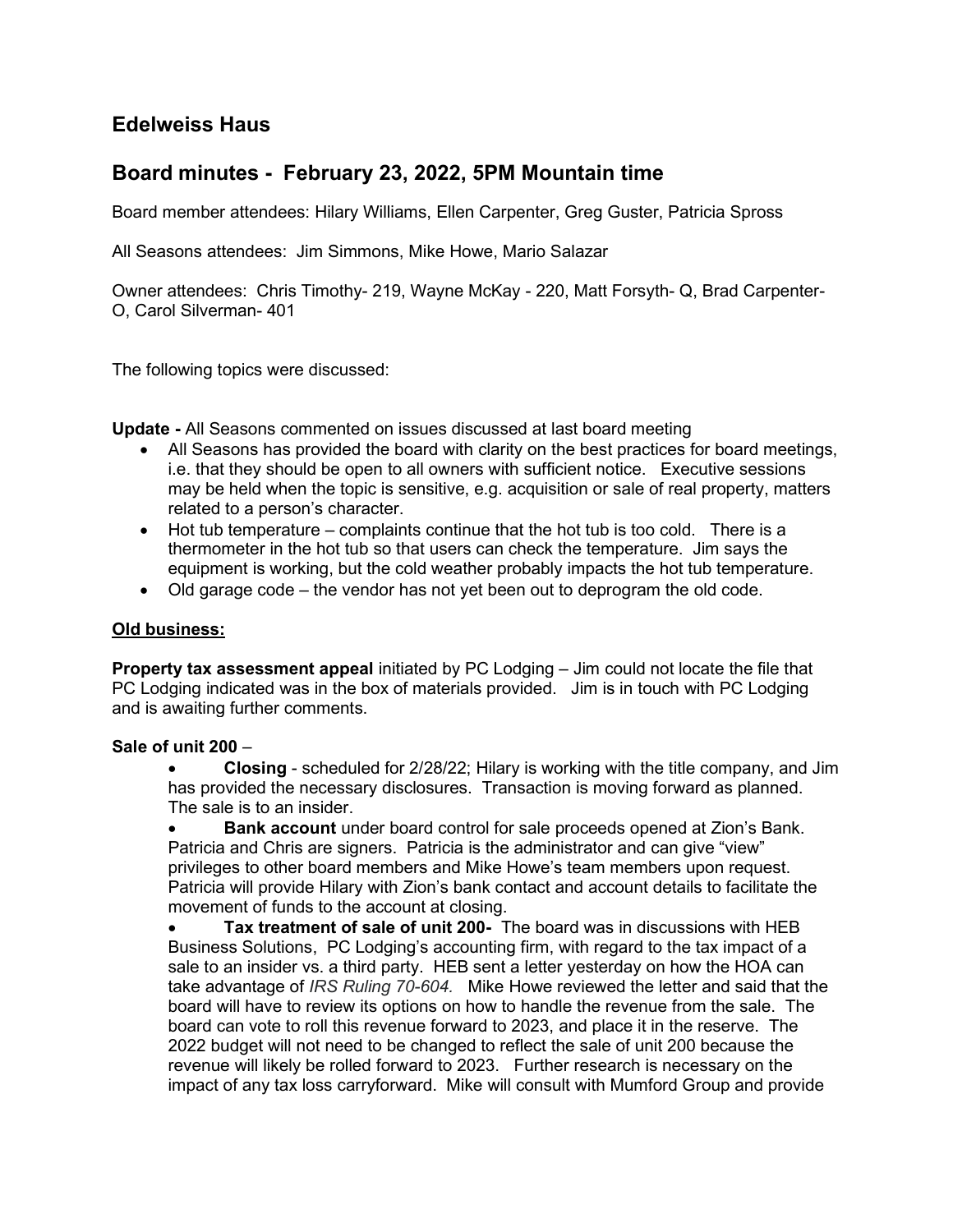## Edelweiss Haus

## Board minutes - February 23, 2022, 5PM Mountain time

Board member attendees: Hilary Williams, Ellen Carpenter, Greg Guster, Patricia Spross

All Seasons attendees: Jim Simmons, Mike Howe, Mario Salazar

Owner attendees: Chris Timothy- 219, Wayne McKay - 220, Matt Forsyth- Q, Brad Carpenter- O, Carol Silverman- 401

The following topics were discussed:

**Update -** All Seasons commented on issues discussed at last board meeting

- All Seasons has provided the board with clarity on the best practices for board meetings, i.e. that they should be open to all owners with sufficient notice. Executive sessions may be held when the topic is sensitive, e.g. acquisition or sale of real property, matters related to a person's character.
- Hot tub temperature – complaints continue that the hot tub is too cold. There is a thermometer in the hot tub so that users can check the temperature. Jim says the equipment is working, but the cold weather probably impacts the hot tub temperature.
- Old garage code – the vendor has not yet been out to deprogram the old code.

**<u>Old business:</u>**

**Property tax assessment appeal** initiated by PC Lodging – Jim could not locate the file that PC Lodging indicated was in the box of materials provided. Jim is in touch with PC Lodging and is awaiting further comments.

**Sale of unit 200** –

- **Closing** - scheduled for 2/28/22; Hilary is working with the title company, and Jim has provided the necessary disclosures. Transaction is moving forward as planned. The sale is to an insider.
- **Bank account** under board control for sale proceeds opened at Zion's Bank. Patricia and Chris are signers. Patricia is the administrator and can give "view" privileges to other board members and Mike Howe's team members upon request. Patricia will provide Hilary with Zion's bank contact and account details to facilitate the movement of funds to the account at closing.
- **Tax treatment of sale of unit 200-** The board was in discussions with HEB Business Solutions, PC Lodging's accounting firm, with regard to the tax impact of a sale to an insider vs. a third party. HEB sent a letter yesterday on how the HOA can take advantage of *IRS Ruling 70-604.* Mike Howe reviewed the letter and said that the board will have to review its options on how to handle the revenue from the sale. The board can vote to roll this revenue forward to 2023, and place it in the reserve. The 2022 budget will not need to be changed to reflect the sale of unit 200 because the revenue will likely be rolled forward to 2023. Further research is necessary on the impact of any tax loss carryforward. Mike will consult with Mumford Group and provide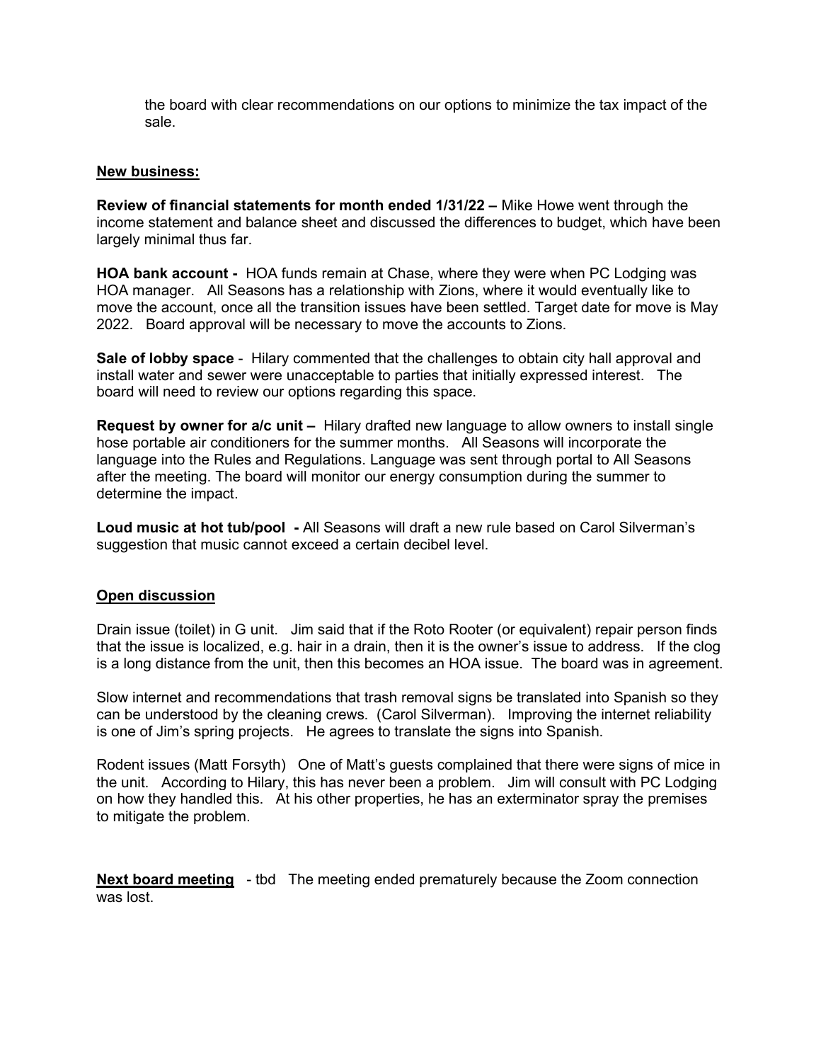the board with clear recommendations on our options to minimize the tax impact of the sale.

**New business:**

**Review of financial statements for month ended 1/31/22 –** Mike Howe went through the income statement and balance sheet and discussed the differences to budget, which have been largely minimal thus far.

**HOA bank account -** HOA funds remain at Chase, where they were when PC Lodging was HOA manager. All Seasons has a relationship with Zions, where it would eventually like to move the account, once all the transition issues have been settled. Target date for move is May 2022. Board approval will be necessary to move the accounts to Zions.

**Sale of lobby space** - Hilary commented that the challenges to obtain city hall approval and install water and sewer were unacceptable to parties that initially expressed interest. The board will need to review our options regarding this space.

**Request by owner for a/c unit –** Hilary drafted new language to allow owners to install single hose portable air conditioners for the summer months. All Seasons will incorporate the language into the Rules and Regulations. Language was sent through portal to All Seasons after the meeting. The board will monitor our energy consumption during the summer to determine the impact.

**Loud music at hot tub/pool -** All Seasons will draft a new rule based on Carol Silverman's suggestion that music cannot exceed a certain decibel level.

**Open discussion**

Drain issue (toilet) in G unit. Jim said that if the Roto Rooter (or equivalent) repair person finds that the issue is localized, e.g. hair in a drain, then it is the owner's issue to address. If the clog is a long distance from the unit, then this becomes an HOA issue. The board was in agreement.

Slow internet and recommendations that trash removal signs be translated into Spanish so they can be understood by the cleaning crews. (Carol Silverman). Improving the internet reliability is one of Jim's spring projects. He agrees to translate the signs into Spanish.

Rodent issues (Matt Forsyth) One of Matt's guests complained that there were signs of mice in the unit. According to Hilary, this has never been a problem. Jim will consult with PC Lodging on how they handled this. At his other properties, he has an exterminator spray the premises to mitigate the problem.

**Next board meeting** - tbd The meeting ended prematurely because the Zoom connection was lost.